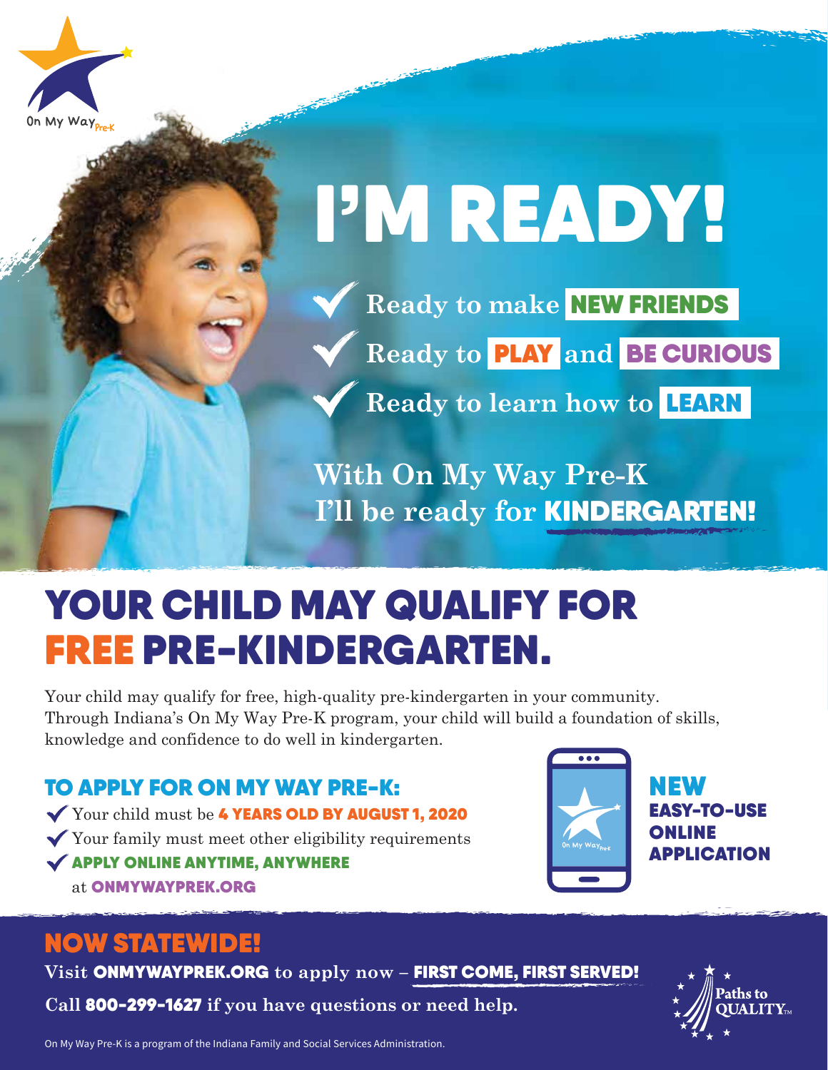On My Way Pre-K

# I'M READY!

- Ready to make **NEW FRIENDS**
- Ready to **PLAY** and **BE CURIOUS**
- Ready to learn how to **LEARN**

**With On My Way Pre-K I'll be ready for KINDERGARTEN!**

# YOUR CHILD MAY QUALIFY FOR FREE PRE-KINDERGARTEN.

Your child may qualify for free, high-quality pre-kindergarten in your community. Through Indiana's On My Way Pre-K program, your child will build a foundation of skills, knowledge and confidence to do well in kindergarten.

## TO APPLY FOR ON MY WAY PRE-K:

- Your child must be **4 YEARS OLD BY AUGUST 1, 2020**
- Your family must meet other eligibility requirements
- **APPLY ONLINE ANYTIME, ANYWHERE** at **ONMYWAYPREK.ORG**

**NEW EASY-TO-USE ONLINE APPLICATION**

## NOW STATEWIDE!

**Visit ONMYWAYPREK.ORG to apply now – FIRST COME, FIRST SERVED!**

**Call 800-299-1627 if you have questions or need help.**

Paths to QUALITY™

On My Way Pre-K is a program of the Indiana Family and Social Services Administration.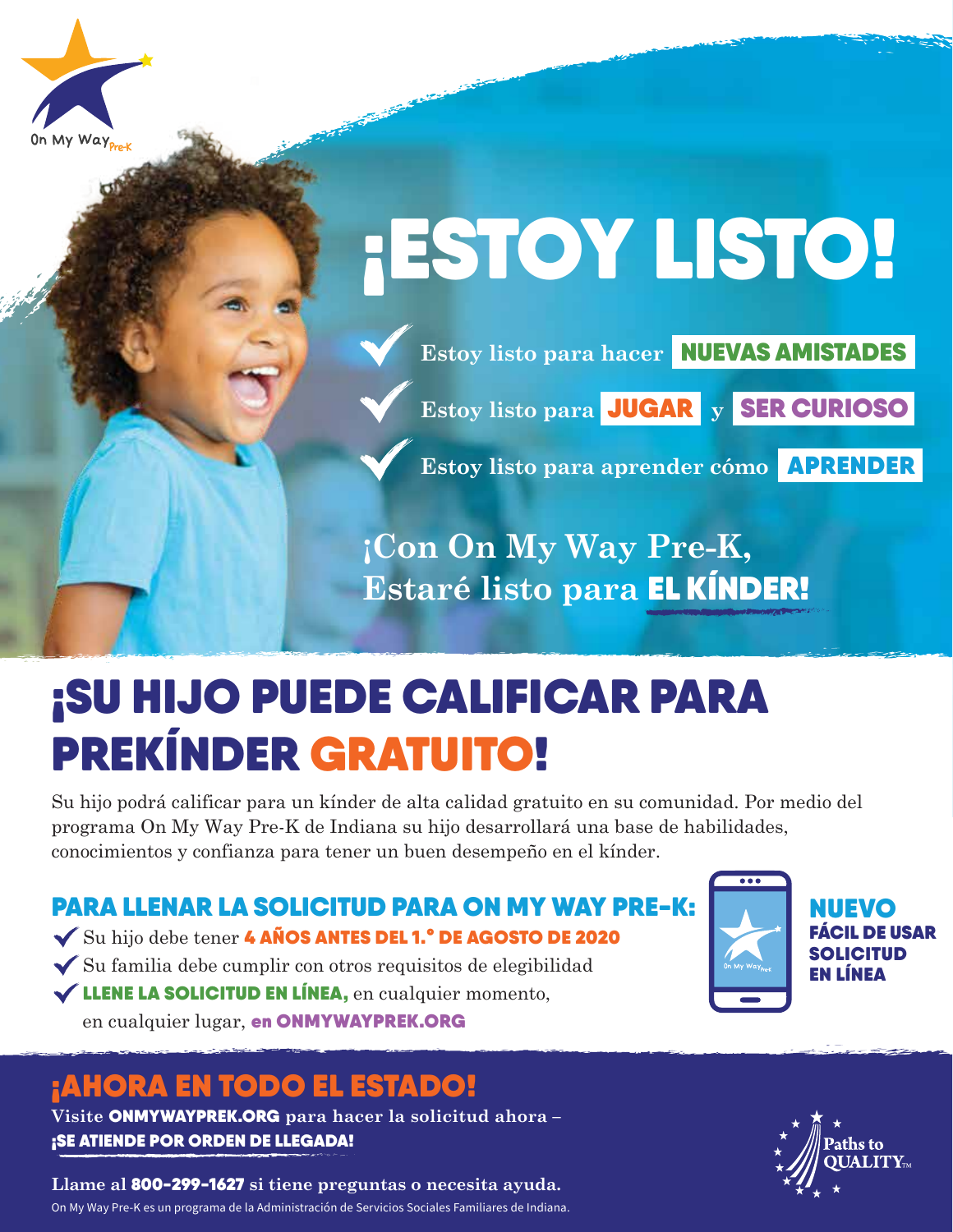On My Way Pre-K

# ¡ESTOY LISTO!

- ✓ Estoy listo para hacer **NUEVAS AMISTADES**
- ✓ Estoy listo para **JUGAR** y **SER CURIOSO**
- ✓ Estoy listo para aprender cómo **APRENDER**

**¡Con On My Way Pre-K, Estaré listo para EL KÍNDER!**

# ¡SU HIJO PUEDE CALIFICAR PARA PREKÍNDER GRATUITO!

Su hijo podrá calificar para un kínder de alta calidad gratuito en su comunidad. Por medio del programa On My Way Pre-K de Indiana su hijo desarrollará una base de habilidades, conocimientos y confianza para tener un buen desempeño en el kínder.

## PARA LLENAR LA SOLICITUD PARA ON MY WAY PRE-K:

- ✓ Su hijo debe tener **4 AÑOS ANTES DEL 1.° DE AGOSTO DE 2020**
- ✓ Su familia debe cumplir con otros requisitos de elegibilidad
- ✓ **LLENE LA SOLICITUD EN LÍNEA,** en cualquier momento, en cualquier lugar, **en ONMYWAYPREK.ORG**

**NUEVO FÁCIL DE USAR SOLICITUD EN LÍNEA**

## ¡AHORA EN TODO EL ESTADO!

Visite **ONMYWAYPREK.ORG** para hacer la solicitud ahora – **¡SE ATIENDE POR ORDEN DE LLEGADA!**

**Llame al 800-299-1627 si tiene preguntas o necesita ayuda.**

On My Way Pre-K es un programa de la Administración de Servicios Sociales Familiares de Indiana.

Paths to QUALITY™